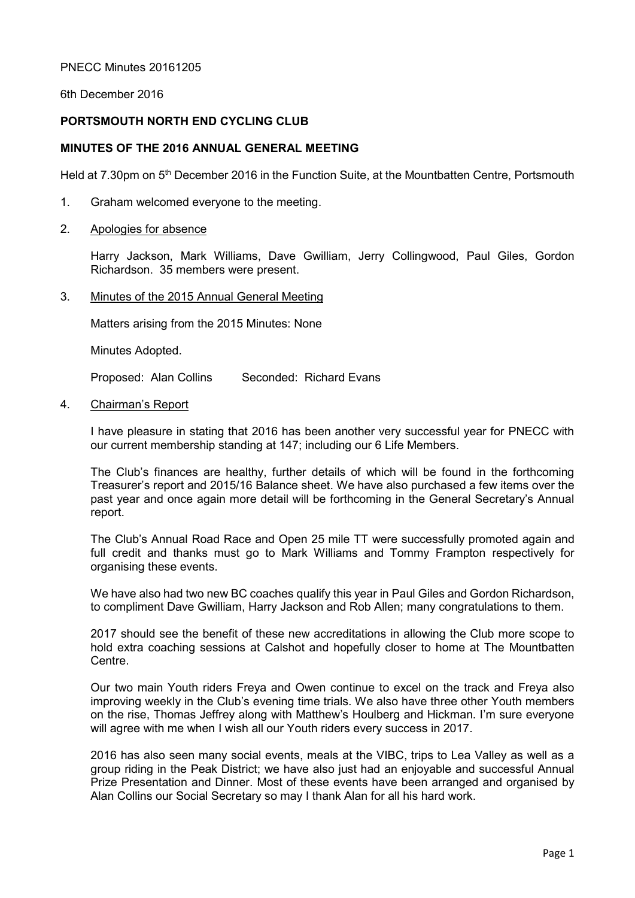PNECC Minutes 20161205

6th December 2016

**PORTSMOUTH NORTH END CYCLING CLUB**

**MINUTES OF THE 2016 ANNUAL GENERAL MEETING**

Held at 7.30pm on 5th December 2016 in the Function Suite, at the Mountbatten Centre, Portsmouth

1. Graham welcomed everyone to the meeting.

2. Apologies for absence

   Harry Jackson, Mark Williams, Dave Gwilliam, Jerry Collingwood, Paul Giles, Gordon Richardson. 35 members were present.

3. Minutes of the 2015 Annual General Meeting

   Matters arising from the 2015 Minutes: None

   Minutes Adopted.

   Proposed: Alan Collins  Seconded: Richard Evans

4. Chairman's Report

   I have pleasure in stating that 2016 has been another very successful year for PNECC with our current membership standing at 147; including our 6 Life Members.

   The Club's finances are healthy, further details of which will be found in the forthcoming Treasurer's report and 2015/16 Balance sheet. We have also purchased a few items over the past year and once again more detail will be forthcoming in the General Secretary's Annual report.

   The Club's Annual Road Race and Open 25 mile TT were successfully promoted again and full credit and thanks must go to Mark Williams and Tommy Frampton respectively for organising these events.

   We have also had two new BC coaches qualify this year in Paul Giles and Gordon Richardson, to compliment Dave Gwilliam, Harry Jackson and Rob Allen; many congratulations to them.

   2017 should see the benefit of these new accreditations in allowing the Club more scope to hold extra coaching sessions at Calshot and hopefully closer to home at The Mountbatten Centre.

   Our two main Youth riders Freya and Owen continue to excel on the track and Freya also improving weekly in the Club's evening time trials. We also have three other Youth members on the rise, Thomas Jeffrey along with Matthew's Houlberg and Hickman. I'm sure everyone will agree with me when I wish all our Youth riders every success in 2017.

   2016 has also seen many social events, meals at the VIBC, trips to Lea Valley as well as a group riding in the Peak District; we have also just had an enjoyable and successful Annual Prize Presentation and Dinner. Most of these events have been arranged and organised by Alan Collins our Social Secretary so may I thank Alan for all his hard work.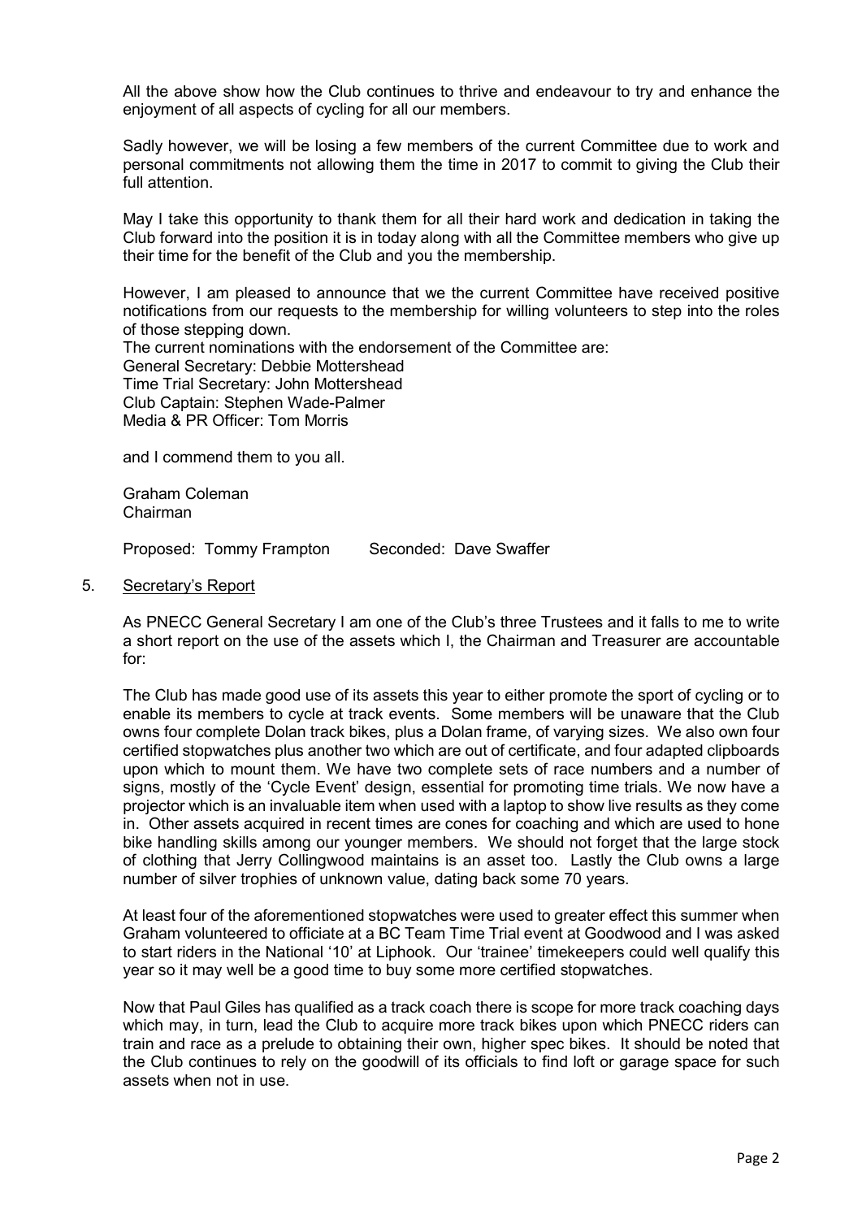All the above show how the Club continues to thrive and endeavour to try and enhance the enjoyment of all aspects of cycling for all our members.

Sadly however, we will be losing a few members of the current Committee due to work and personal commitments not allowing them the time in 2017 to commit to giving the Club their full attention.

May I take this opportunity to thank them for all their hard work and dedication in taking the Club forward into the position it is in today along with all the Committee members who give up their time for the benefit of the Club and you the membership.

However, I am pleased to announce that we the current Committee have received positive notifications from our requests to the membership for willing volunteers to step into the roles of those stepping down.

The current nominations with the endorsement of the Committee are:
General Secretary: Debbie Mottershead
Time Trial Secretary: John Mottershead
Club Captain: Stephen Wade-Palmer
Media & PR Officer: Tom Morris

and I commend them to you all.

Graham Coleman
Chairman

Proposed: Tommy Frampton Seconded: Dave Swaffer

## 5. Secretary's Report

As PNECC General Secretary I am one of the Club's three Trustees and it falls to me to write a short report on the use of the assets which I, the Chairman and Treasurer are accountable for:

The Club has made good use of its assets this year to either promote the sport of cycling or to enable its members to cycle at track events. Some members will be unaware that the Club owns four complete Dolan track bikes, plus a Dolan frame, of varying sizes. We also own four certified stopwatches plus another two which are out of certificate, and four adapted clipboards upon which to mount them. We have two complete sets of race numbers and a number of signs, mostly of the 'Cycle Event' design, essential for promoting time trials. We now have a projector which is an invaluable item when used with a laptop to show live results as they come in. Other assets acquired in recent times are cones for coaching and which are used to hone bike handling skills among our younger members. We should not forget that the large stock of clothing that Jerry Collingwood maintains is an asset too. Lastly the Club owns a large number of silver trophies of unknown value, dating back some 70 years.

At least four of the aforementioned stopwatches were used to greater effect this summer when Graham volunteered to officiate at a BC Team Time Trial event at Goodwood and I was asked to start riders in the National '10' at Liphook. Our 'trainee' timekeepers could well qualify this year so it may well be a good time to buy some more certified stopwatches.

Now that Paul Giles has qualified as a track coach there is scope for more track coaching days which may, in turn, lead the Club to acquire more track bikes upon which PNECC riders can train and race as a prelude to obtaining their own, higher spec bikes. It should be noted that the Club continues to rely on the goodwill of its officials to find loft or garage space for such assets when not in use.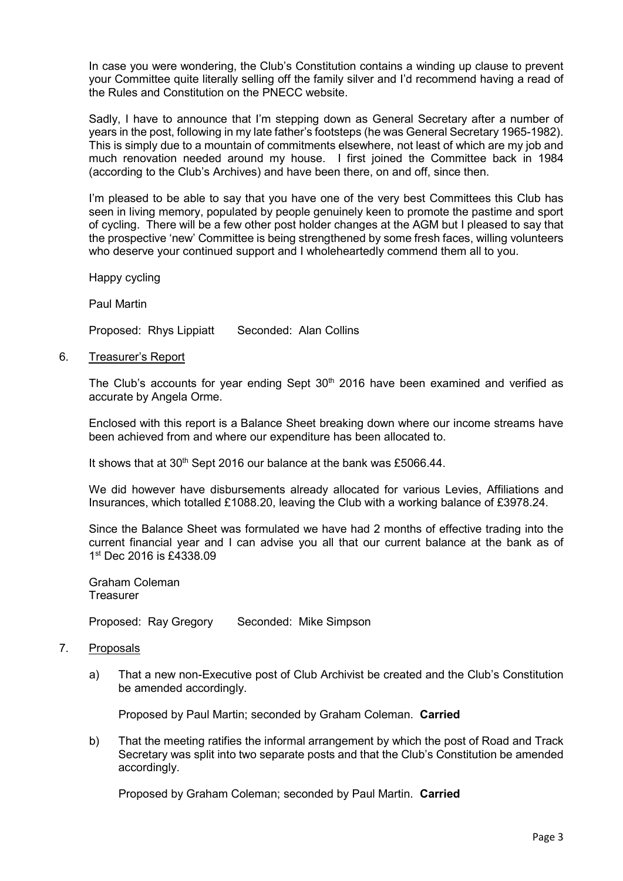In case you were wondering, the Club's Constitution contains a winding up clause to prevent your Committee quite literally selling off the family silver and I'd recommend having a read of the Rules and Constitution on the PNECC website.

Sadly, I have to announce that I'm stepping down as General Secretary after a number of years in the post, following in my late father's footsteps (he was General Secretary 1965-1982). This is simply due to a mountain of commitments elsewhere, not least of which are my job and much renovation needed around my house. I first joined the Committee back in 1984 (according to the Club's Archives) and have been there, on and off, since then.

I'm pleased to be able to say that you have one of the very best Committees this Club has seen in living memory, populated by people genuinely keen to promote the pastime and sport of cycling. There will be a few other post holder changes at the AGM but I pleased to say that the prospective 'new' Committee is being strengthened by some fresh faces, willing volunteers who deserve your continued support and I wholeheartedly commend them all to you.

Happy cycling

Paul Martin

Proposed: Rhys Lippiatt Seconded: Alan Collins

6. Treasurer's Report

The Club's accounts for year ending Sept 30th 2016 have been examined and verified as accurate by Angela Orme.

Enclosed with this report is a Balance Sheet breaking down where our income streams have been achieved from and where our expenditure has been allocated to.

It shows that at 30th Sept 2016 our balance at the bank was £5066.44.

We did however have disbursements already allocated for various Levies, Affiliations and Insurances, which totalled £1088.20, leaving the Club with a working balance of £3978.24.

Since the Balance Sheet was formulated we have had 2 months of effective trading into the current financial year and I can advise you all that our current balance at the bank as of 1st Dec 2016 is £4338.09

Graham Coleman
Treasurer

Proposed: Ray Gregory Seconded: Mike Simpson

7. Proposals

a) That a new non-Executive post of Club Archivist be created and the Club's Constitution be amended accordingly.

Proposed by Paul Martin; seconded by Graham Coleman. **Carried**

b) That the meeting ratifies the informal arrangement by which the post of Road and Track Secretary was split into two separate posts and that the Club's Constitution be amended accordingly.

Proposed by Graham Coleman; seconded by Paul Martin. **Carried**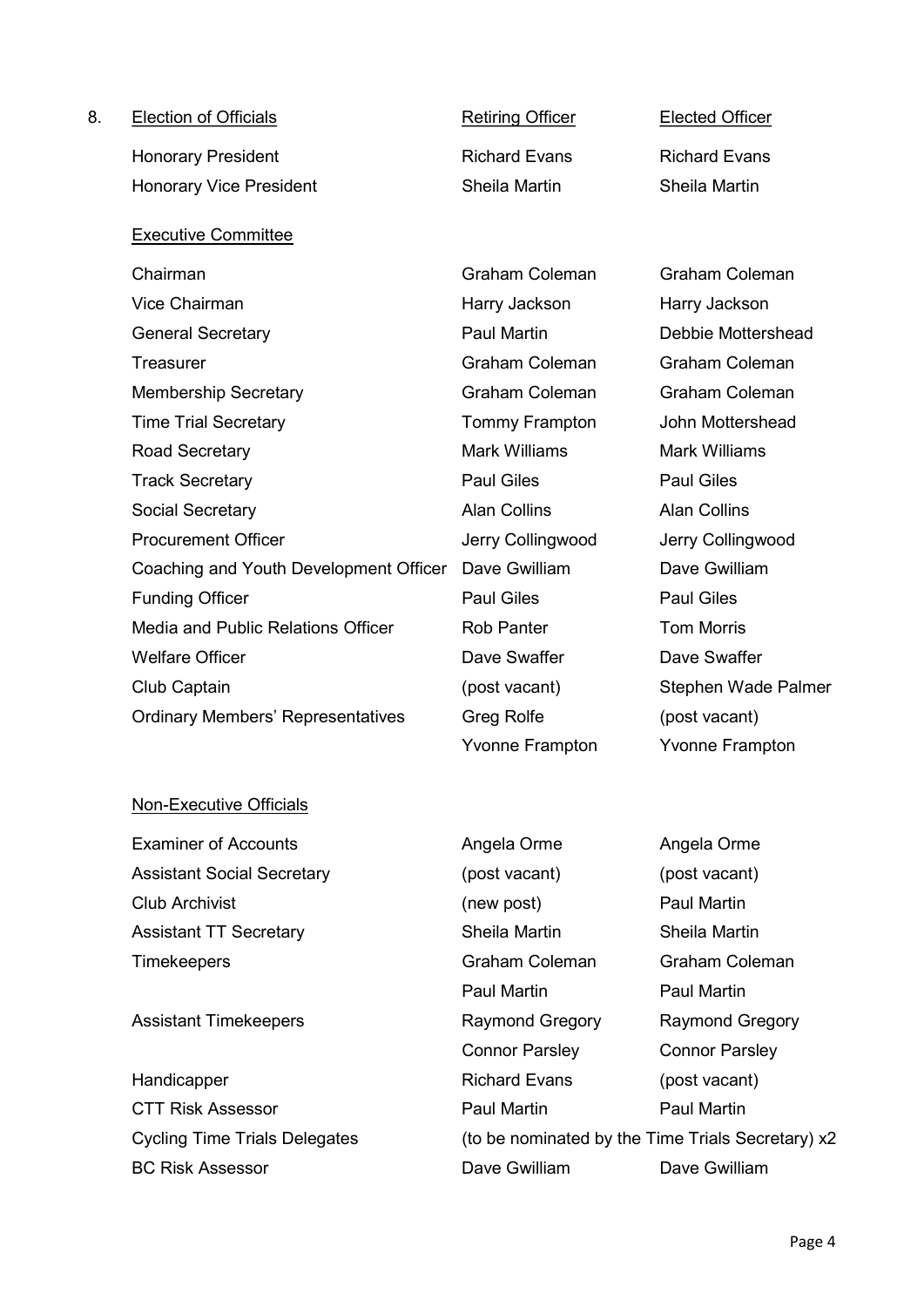8. <u>Election of Officials</u>

| Election of Officials | Retiring Officer | Elected Officer |
|---|---|---|
| Honorary President | Richard Evans | Richard Evans |
| Honorary Vice President | Sheila Martin | Sheila Martin |

<u>Executive Committee</u>

| Executive Committee | Retiring Officer | Elected Officer |
|---|---|---|
| Chairman | Graham Coleman | Graham Coleman |
| Vice Chairman | Harry Jackson | Harry Jackson |
| General Secretary | Paul Martin | Debbie Mottershead |
| Treasurer | Graham Coleman | Graham Coleman |
| Membership Secretary | Graham Coleman | Graham Coleman |
| Time Trial Secretary | Tommy Frampton | John Mottershead |
| Road Secretary | Mark Williams | Mark Williams |
| Track Secretary | Paul Giles | Paul Giles |
| Social Secretary | Alan Collins | Alan Collins |
| Procurement Officer | Jerry Collingwood | Jerry Collingwood |
| Coaching and Youth Development Officer | Dave Gwilliam | Dave Gwilliam |
| Funding Officer | Paul Giles | Paul Giles |
| Media and Public Relations Officer | Rob Panter | Tom Morris |
| Welfare Officer | Dave Swaffer | Dave Swaffer |
| Club Captain | (post vacant) | Stephen Wade Palmer |
| Ordinary Members' Representatives | Greg Rolfe | (post vacant) |
| | Yvonne Frampton | Yvonne Frampton |

<u>Non-Executive Officials</u>

| Non-Executive Officials | Retiring Officer | Elected Officer |
|---|---|---|
| Examiner of Accounts | Angela Orme | Angela Orme |
| Assistant Social Secretary | (post vacant) | (post vacant) |
| Club Archivist | (new post) | Paul Martin |
| Assistant TT Secretary | Sheila Martin | Sheila Martin |
| Timekeepers | Graham Coleman | Graham Coleman |
| | Paul Martin | Paul Martin |
| Assistant Timekeepers | Raymond Gregory | Raymond Gregory |
| | Connor Parsley | Connor Parsley |
| Handicapper | Richard Evans | (post vacant) |
| CTT Risk Assessor | Paul Martin | Paul Martin |
| Cycling Time Trials Delegates | (to be nominated by the Time Trials Secretary) x2 | |
| BC Risk Assessor | Dave Gwilliam | Dave Gwilliam |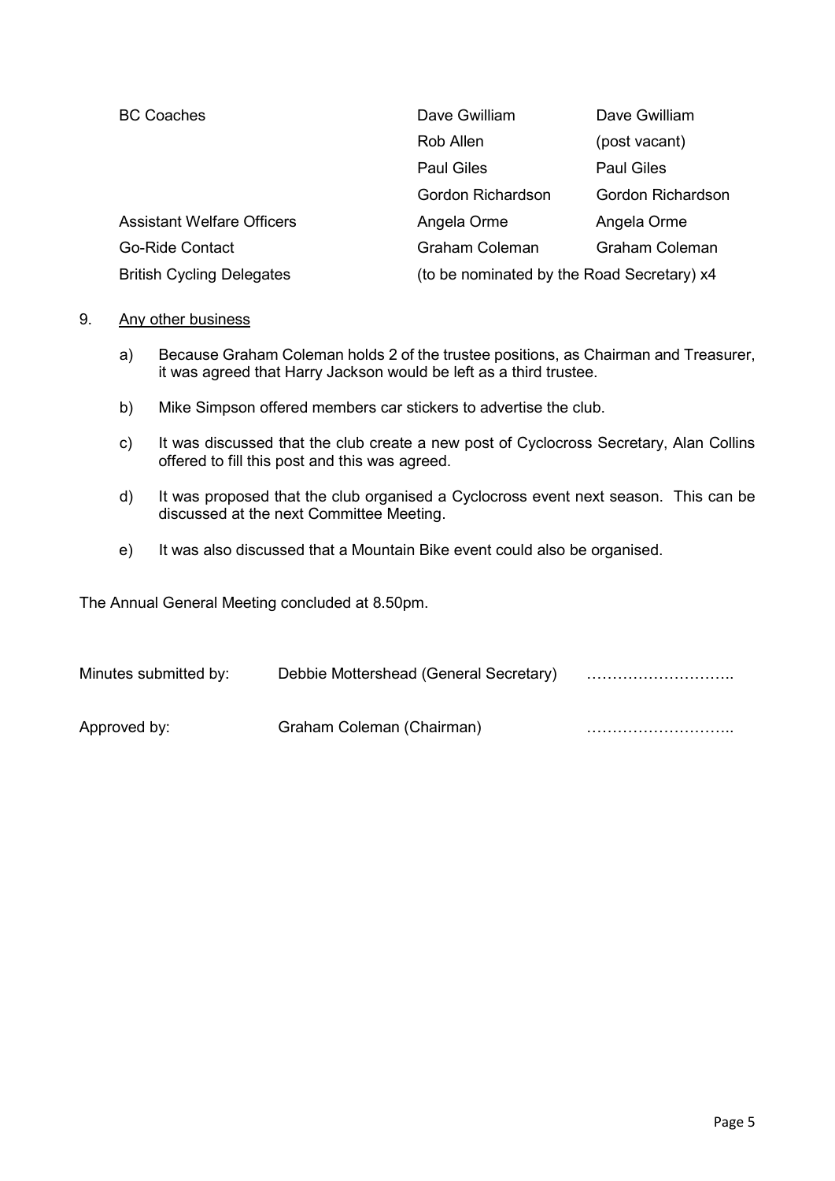| | | |
|---|---|---|
| BC Coaches | Dave Gwilliam | Dave Gwilliam |
| | Rob Allen | (post vacant) |
| | Paul Giles | Paul Giles |
| | Gordon Richardson | Gordon Richardson |
| Assistant Welfare Officers | Angela Orme | Angela Orme |
| Go-Ride Contact | Graham Coleman | Graham Coleman |
| British Cycling Delegates | (to be nominated by the Road Secretary) x4 | |

9. Any other business

   a) Because Graham Coleman holds 2 of the trustee positions, as Chairman and Treasurer, it was agreed that Harry Jackson would be left as a third trustee.

   b) Mike Simpson offered members car stickers to advertise the club.

   c) It was discussed that the club create a new post of Cyclocross Secretary, Alan Collins offered to fill this post and this was agreed.

   d) It was proposed that the club organised a Cyclocross event next season. This can be discussed at the next Committee Meeting.

   e) It was also discussed that a Mountain Bike event could also be organised.

The Annual General Meeting concluded at 8.50pm.

Minutes submitted by: Debbie Mottershead (General Secretary) ………………………..

Approved by: Graham Coleman (Chairman) ………………………..